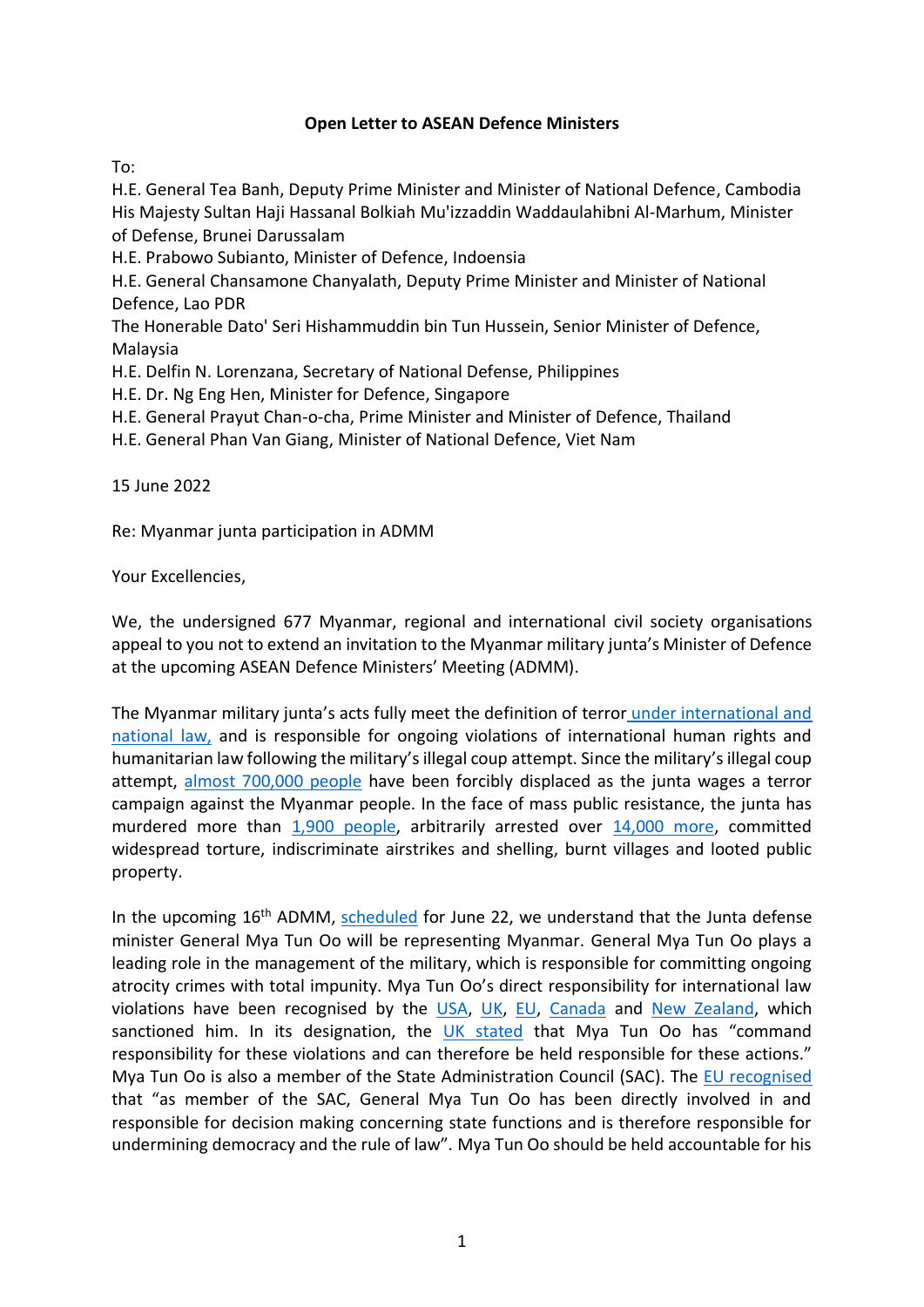**Open Letter to ASEAN Defence Ministers**

To:
H.E. General Tea Banh, Deputy Prime Minister and Minister of National Defence, Cambodia
His Majesty Sultan Haji Hassanal Bolkiah Mu'izzaddin Waddaulahibni Al-Marhum, Minister of Defense, Brunei Darussalam
H.E. Prabowo Subianto, Minister of Defence, Indoensia
H.E. General Chansamone Chanyalath, Deputy Prime Minister and Minister of National Defence, Lao PDR
The Honerable Dato' Seri Hishammuddin bin Tun Hussein, Senior Minister of Defence, Malaysia
H.E. Delfin N. Lorenzana, Secretary of National Defense, Philippines
H.E. Dr. Ng Eng Hen, Minister for Defence, Singapore
H.E. General Prayut Chan-o-cha, Prime Minister and Minister of Defence, Thailand
H.E. General Phan Van Giang, Minister of National Defence, Viet Nam

15 June 2022

Re: Myanmar junta participation in ADMM

Your Excellencies,

We, the undersigned 677 Myanmar, regional and international civil society organisations appeal to you not to extend an invitation to the Myanmar military junta's Minister of Defence at the upcoming ASEAN Defence Ministers' Meeting (ADMM).

The Myanmar military junta's acts fully meet the definition of terror under international and national law, and is responsible for ongoing violations of international human rights and humanitarian law following the military's illegal coup attempt. Since the military's illegal coup attempt, almost 700,000 people have been forcibly displaced as the junta wages a terror campaign against the Myanmar people. In the face of mass public resistance, the junta has murdered more than 1,900 people, arbitrarily arrested over 14,000 more, committed widespread torture, indiscriminate airstrikes and shelling, burnt villages and looted public property.

In the upcoming 16th ADMM, scheduled for June 22, we understand that the Junta defense minister General Mya Tun Oo will be representing Myanmar. General Mya Tun Oo plays a leading role in the management of the military, which is responsible for committing ongoing atrocity crimes with total impunity. Mya Tun Oo's direct responsibility for international law violations have been recognised by the USA, UK, EU, Canada and New Zealand, which sanctioned him. In its designation, the UK stated that Mya Tun Oo has "command responsibility for these violations and can therefore be held responsible for these actions." Mya Tun Oo is also a member of the State Administration Council (SAC). The EU recognised that "as member of the SAC, General Mya Tun Oo has been directly involved in and responsible for decision making concerning state functions and is therefore responsible for undermining democracy and the rule of law". Mya Tun Oo should be held accountable for his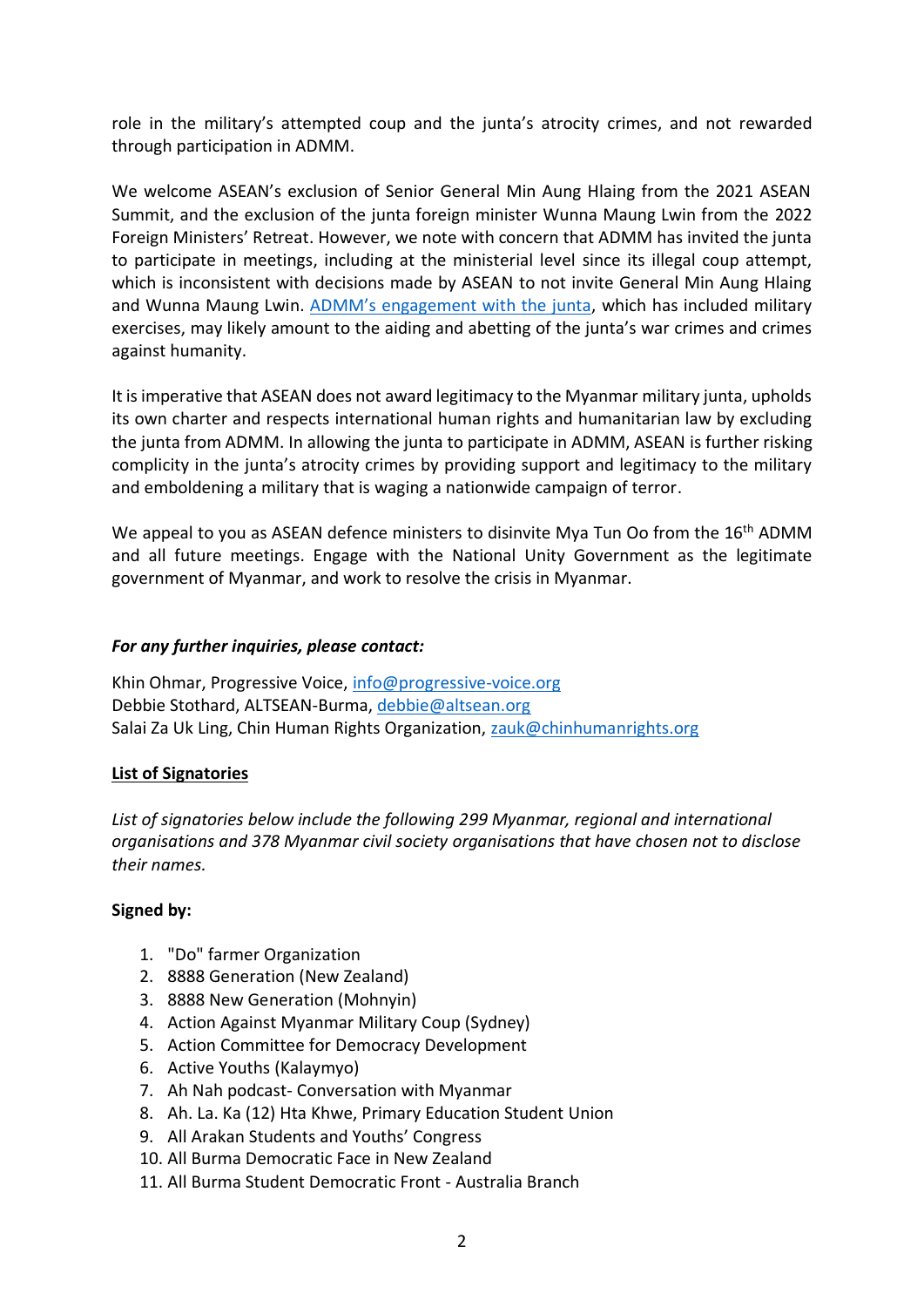role in the military's attempted coup and the junta's atrocity crimes, and not rewarded through participation in ADMM.

We welcome ASEAN's exclusion of Senior General Min Aung Hlaing from the 2021 ASEAN Summit, and the exclusion of the junta foreign minister Wunna Maung Lwin from the 2022 Foreign Ministers' Retreat. However, we note with concern that ADMM has invited the junta to participate in meetings, including at the ministerial level since its illegal coup attempt, which is inconsistent with decisions made by ASEAN to not invite General Min Aung Hlaing and Wunna Maung Lwin. ADMM's engagement with the junta, which has included military exercises, may likely amount to the aiding and abetting of the junta's war crimes and crimes against humanity.

It is imperative that ASEAN does not award legitimacy to the Myanmar military junta, upholds its own charter and respects international human rights and humanitarian law by excluding the junta from ADMM. In allowing the junta to participate in ADMM, ASEAN is further risking complicity in the junta's atrocity crimes by providing support and legitimacy to the military and emboldening a military that is waging a nationwide campaign of terror.

We appeal to you as ASEAN defence ministers to disinvite Mya Tun Oo from the 16th ADMM and all future meetings. Engage with the National Unity Government as the legitimate government of Myanmar, and work to resolve the crisis in Myanmar.

***For any further inquiries, please contact:***

Khin Ohmar, Progressive Voice, info@progressive-voice.org
Debbie Stothard, ALTSEAN-Burma, debbie@altsean.org
Salai Za Uk Ling, Chin Human Rights Organization, zauk@chinhumanrights.org

**List of Signatories**

*List of signatories below include the following 299 Myanmar, regional and international organisations and 378 Myanmar civil society organisations that have chosen not to disclose their names.*

**Signed by:**

1. "Do" farmer Organization
2. 8888 Generation (New Zealand)
3. 8888 New Generation (Mohnyin)
4. Action Against Myanmar Military Coup (Sydney)
5. Action Committee for Democracy Development
6. Active Youths (Kalaymyo)
7. Ah Nah podcast- Conversation with Myanmar
8. Ah. La. Ka (12) Hta Khwe, Primary Education Student Union
9. All Arakan Students and Youths' Congress
10. All Burma Democratic Face in New Zealand
11. All Burma Student Democratic Front - Australia Branch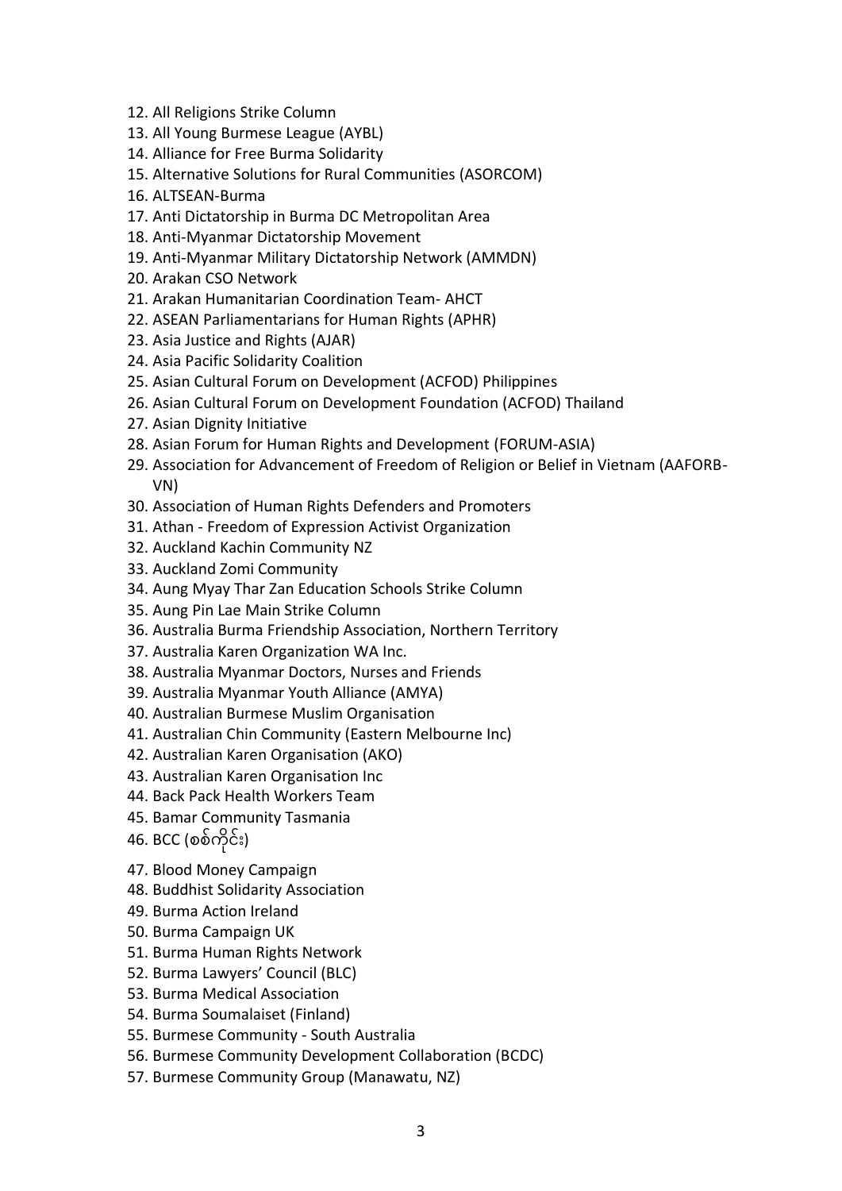12. All Religions Strike Column
13. All Young Burmese League (AYBL)
14. Alliance for Free Burma Solidarity
15. Alternative Solutions for Rural Communities (ASORCOM)
16. ALTSEAN-Burma
17. Anti Dictatorship in Burma DC Metropolitan Area
18. Anti-Myanmar Dictatorship Movement
19. Anti-Myanmar Military Dictatorship Network (AMMDN)
20. Arakan CSO Network
21. Arakan Humanitarian Coordination Team- AHCT
22. ASEAN Parliamentarians for Human Rights (APHR)
23. Asia Justice and Rights (AJAR)
24. Asia Pacific Solidarity Coalition
25. Asian Cultural Forum on Development (ACFOD) Philippines
26. Asian Cultural Forum on Development Foundation (ACFOD) Thailand
27. Asian Dignity Initiative
28. Asian Forum for Human Rights and Development (FORUM-ASIA)
29. Association for Advancement of Freedom of Religion or Belief in Vietnam (AAFORB-VN)
30. Association of Human Rights Defenders and Promoters
31. Athan - Freedom of Expression Activist Organization
32. Auckland Kachin Community NZ
33. Auckland Zomi Community
34. Aung Myay Thar Zan Education Schools Strike Column
35. Aung Pin Lae Main Strike Column
36. Australia Burma Friendship Association, Northern Territory
37. Australia Karen Organization WA Inc.
38. Australia Myanmar Doctors, Nurses and Friends
39. Australia Myanmar Youth Alliance (AMYA)
40. Australian Burmese Muslim Organisation
41. Australian Chin Community (Eastern Melbourne Inc)
42. Australian Karen Organisation (AKO)
43. Australian Karen Organisation Inc
44. Back Pack Health Workers Team
45. Bamar Community Tasmania
46. BCC (စစ်ကိုင်း)
47. Blood Money Campaign
48. Buddhist Solidarity Association
49. Burma Action Ireland
50. Burma Campaign UK
51. Burma Human Rights Network
52. Burma Lawyers' Council (BLC)
53. Burma Medical Association
54. Burma Soumalaiset (Finland)
55. Burmese Community - South Australia
56. Burmese Community Development Collaboration (BCDC)
57. Burmese Community Group (Manawatu, NZ)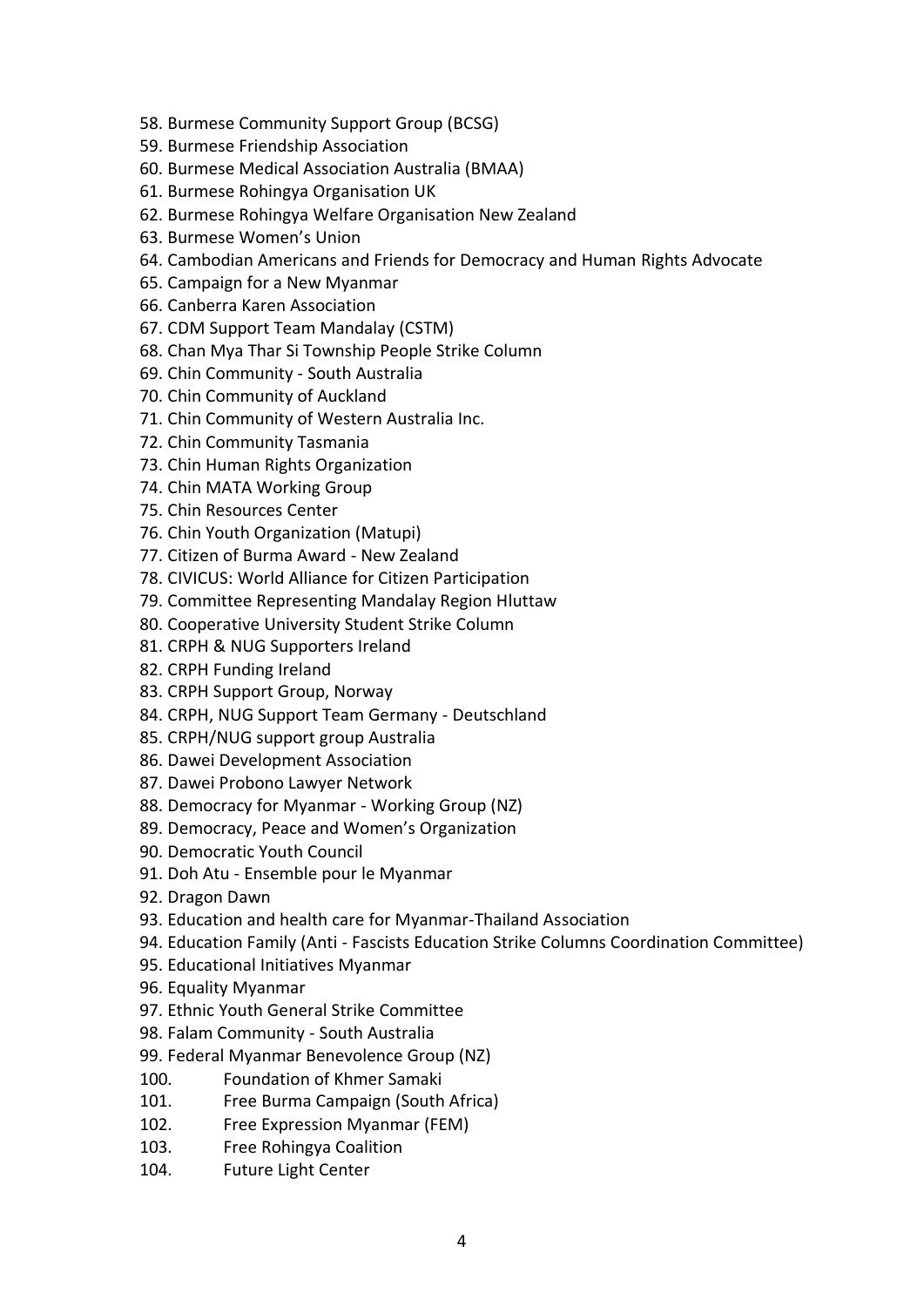58. Burmese Community Support Group (BCSG)
59. Burmese Friendship Association
60. Burmese Medical Association Australia (BMAA)
61. Burmese Rohingya Organisation UK
62. Burmese Rohingya Welfare Organisation New Zealand
63. Burmese Women's Union
64. Cambodian Americans and Friends for Democracy and Human Rights Advocate
65. Campaign for a New Myanmar
66. Canberra Karen Association
67. CDM Support Team Mandalay (CSTM)
68. Chan Mya Thar Si Township People Strike Column
69. Chin Community - South Australia
70. Chin Community of Auckland
71. Chin Community of Western Australia Inc.
72. Chin Community Tasmania
73. Chin Human Rights Organization
74. Chin MATA Working Group
75. Chin Resources Center
76. Chin Youth Organization (Matupi)
77. Citizen of Burma Award - New Zealand
78. CIVICUS: World Alliance for Citizen Participation
79. Committee Representing Mandalay Region Hluttaw
80. Cooperative University Student Strike Column
81. CRPH & NUG Supporters Ireland
82. CRPH Funding Ireland
83. CRPH Support Group, Norway
84. CRPH, NUG Support Team Germany - Deutschland
85. CRPH/NUG support group Australia
86. Dawei Development Association
87. Dawei Probono Lawyer Network
88. Democracy for Myanmar - Working Group (NZ)
89. Democracy, Peace and Women's Organization
90. Democratic Youth Council
91. Doh Atu - Ensemble pour le Myanmar
92. Dragon Dawn
93. Education and health care for Myanmar-Thailand Association
94. Education Family (Anti - Fascists Education Strike Columns Coordination Committee)
95. Educational Initiatives Myanmar
96. Equality Myanmar
97. Ethnic Youth General Strike Committee
98. Falam Community - South Australia
99. Federal Myanmar Benevolence Group (NZ)
100. Foundation of Khmer Samaki
101. Free Burma Campaign (South Africa)
102. Free Expression Myanmar (FEM)
103. Free Rohingya Coalition
104. Future Light Center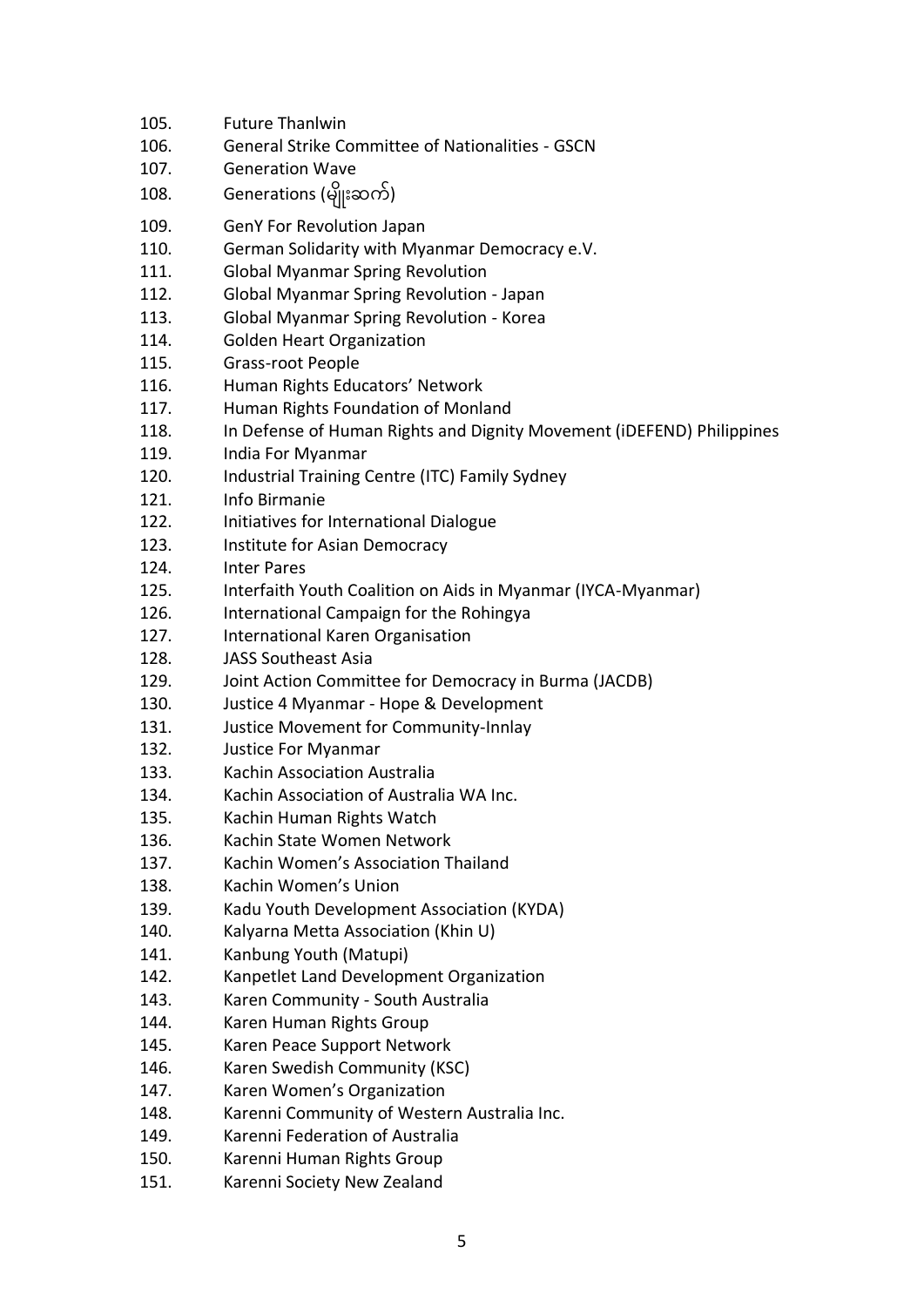105. Future Thanlwin
106. General Strike Committee of Nationalities - GSCN
107. Generation Wave
108. Generations (မျိုးဆက်)
109. GenY For Revolution Japan
110. German Solidarity with Myanmar Democracy e.V.
111. Global Myanmar Spring Revolution
112. Global Myanmar Spring Revolution - Japan
113. Global Myanmar Spring Revolution - Korea
114. Golden Heart Organization
115. Grass-root People
116. Human Rights Educators' Network
117. Human Rights Foundation of Monland
118. In Defense of Human Rights and Dignity Movement (iDEFEND) Philippines
119. India For Myanmar
120. Industrial Training Centre (ITC) Family Sydney
121. Info Birmanie
122. Initiatives for International Dialogue
123. Institute for Asian Democracy
124. Inter Pares
125. Interfaith Youth Coalition on Aids in Myanmar (IYCA-Myanmar)
126. International Campaign for the Rohingya
127. International Karen Organisation
128. JASS Southeast Asia
129. Joint Action Committee for Democracy in Burma (JACDB)
130. Justice 4 Myanmar - Hope & Development
131. Justice Movement for Community-Innlay
132. Justice For Myanmar
133. Kachin Association Australia
134. Kachin Association of Australia WA Inc.
135. Kachin Human Rights Watch
136. Kachin State Women Network
137. Kachin Women's Association Thailand
138. Kachin Women's Union
139. Kadu Youth Development Association (KYDA)
140. Kalyarna Metta Association (Khin U)
141. Kanbung Youth (Matupi)
142. Kanpetlet Land Development Organization
143. Karen Community - South Australia
144. Karen Human Rights Group
145. Karen Peace Support Network
146. Karen Swedish Community (KSC)
147. Karen Women's Organization
148. Karenni Community of Western Australia Inc.
149. Karenni Federation of Australia
150. Karenni Human Rights Group
151. Karenni Society New Zealand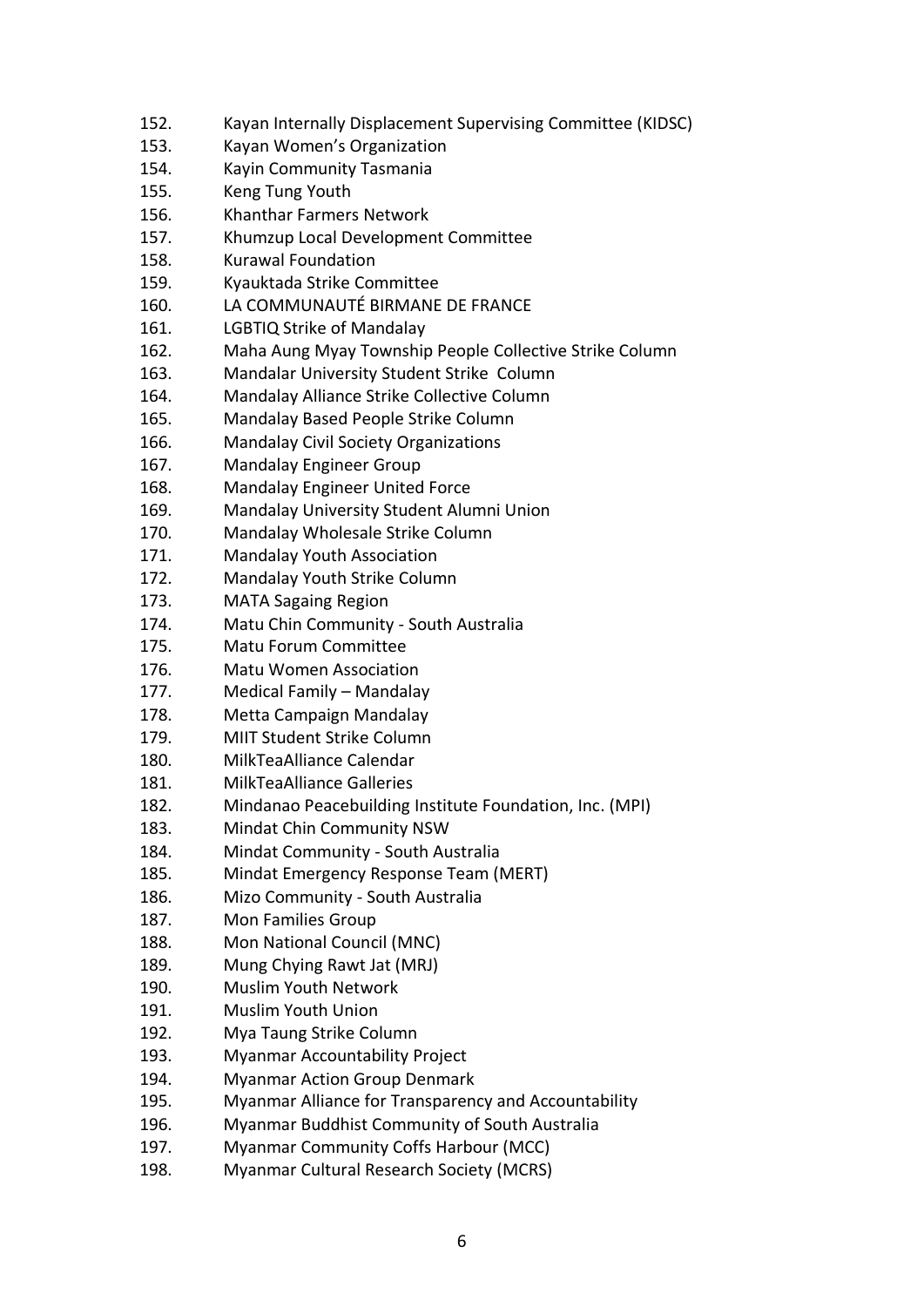152. Kayan Internally Displacement Supervising Committee (KIDSC)
153. Kayan Women's Organization
154. Kayin Community Tasmania
155. Keng Tung Youth
156. Khanthar Farmers Network
157. Khumzup Local Development Committee
158. Kurawal Foundation
159. Kyauktada Strike Committee
160. LA COMMUNAUTÉ BIRMANE DE FRANCE
161. LGBTIQ Strike of Mandalay
162. Maha Aung Myay Township People Collective Strike Column
163. Mandalar University Student Strike Column
164. Mandalay Alliance Strike Collective Column
165. Mandalay Based People Strike Column
166. Mandalay Civil Society Organizations
167. Mandalay Engineer Group
168. Mandalay Engineer United Force
169. Mandalay University Student Alumni Union
170. Mandalay Wholesale Strike Column
171. Mandalay Youth Association
172. Mandalay Youth Strike Column
173. MATA Sagaing Region
174. Matu Chin Community - South Australia
175. Matu Forum Committee
176. Matu Women Association
177. Medical Family – Mandalay
178. Metta Campaign Mandalay
179. MIIT Student Strike Column
180. MilkTeaAlliance Calendar
181. MilkTeaAlliance Galleries
182. Mindanao Peacebuilding Institute Foundation, Inc. (MPI)
183. Mindat Chin Community NSW
184. Mindat Community - South Australia
185. Mindat Emergency Response Team (MERT)
186. Mizo Community - South Australia
187. Mon Families Group
188. Mon National Council (MNC)
189. Mung Chying Rawt Jat (MRJ)
190. Muslim Youth Network
191. Muslim Youth Union
192. Mya Taung Strike Column
193. Myanmar Accountability Project
194. Myanmar Action Group Denmark
195. Myanmar Alliance for Transparency and Accountability
196. Myanmar Buddhist Community of South Australia
197. Myanmar Community Coffs Harbour (MCC)
198. Myanmar Cultural Research Society (MCRS)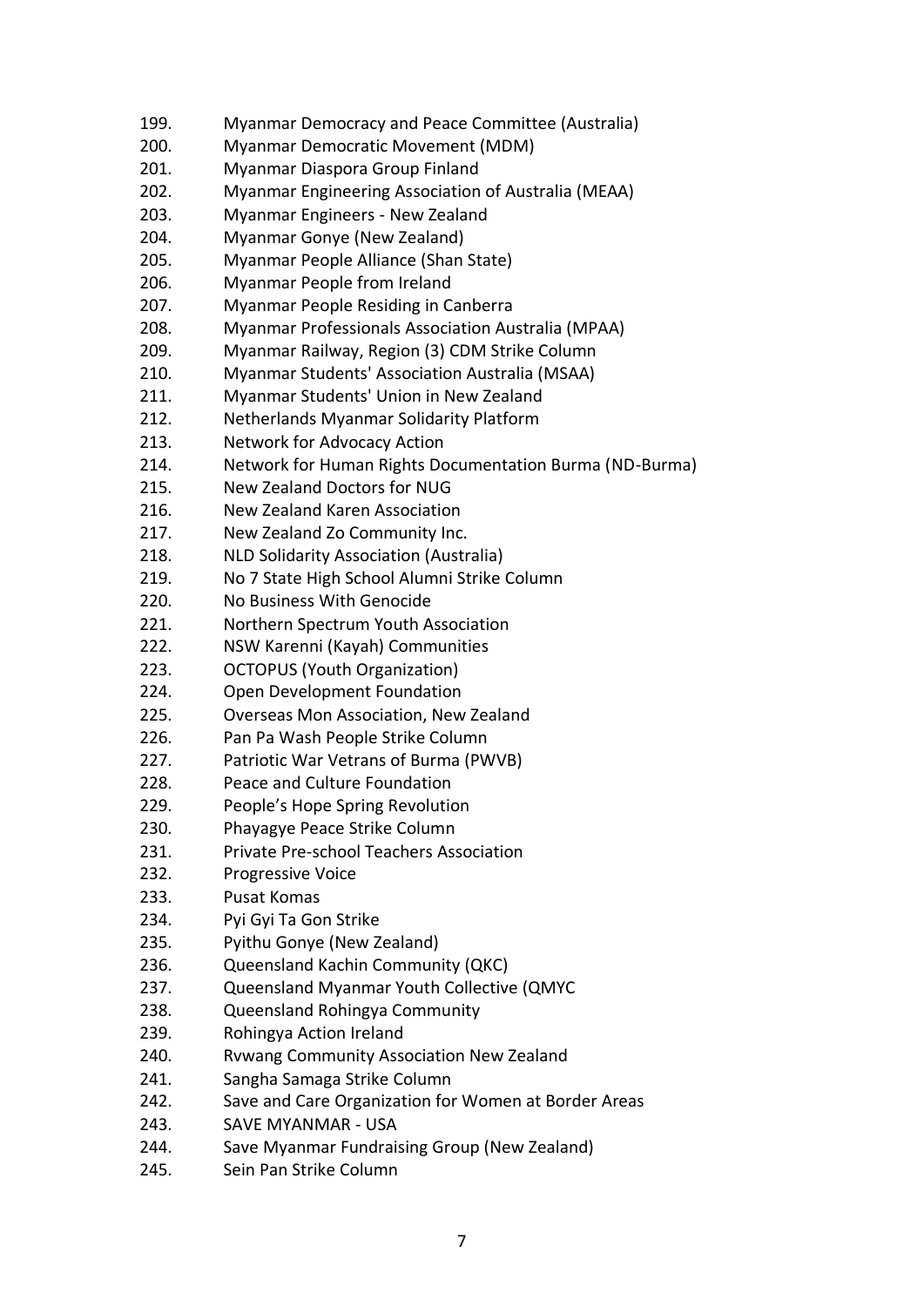199. Myanmar Democracy and Peace Committee (Australia)
200. Myanmar Democratic Movement (MDM)
201. Myanmar Diaspora Group Finland
202. Myanmar Engineering Association of Australia (MEAA)
203. Myanmar Engineers - New Zealand
204. Myanmar Gonye (New Zealand)
205. Myanmar People Alliance (Shan State)
206. Myanmar People from Ireland
207. Myanmar People Residing in Canberra
208. Myanmar Professionals Association Australia (MPAA)
209. Myanmar Railway, Region (3) CDM Strike Column
210. Myanmar Students' Association Australia (MSAA)
211. Myanmar Students' Union in New Zealand
212. Netherlands Myanmar Solidarity Platform
213. Network for Advocacy Action
214. Network for Human Rights Documentation Burma (ND-Burma)
215. New Zealand Doctors for NUG
216. New Zealand Karen Association
217. New Zealand Zo Community Inc.
218. NLD Solidarity Association (Australia)
219. No 7 State High School Alumni Strike Column
220. No Business With Genocide
221. Northern Spectrum Youth Association
222. NSW Karenni (Kayah) Communities
223. OCTOPUS (Youth Organization)
224. Open Development Foundation
225. Overseas Mon Association, New Zealand
226. Pan Pa Wash People Strike Column
227. Patriotic War Vetrans of Burma (PWVB)
228. Peace and Culture Foundation
229. People's Hope Spring Revolution
230. Phayagye Peace Strike Column
231. Private Pre-school Teachers Association
232. Progressive Voice
233. Pusat Komas
234. Pyi Gyi Ta Gon Strike
235. Pyithu Gonye (New Zealand)
236. Queensland Kachin Community (QKC)
237. Queensland Myanmar Youth Collective (QMYC
238. Queensland Rohingya Community
239. Rohingya Action Ireland
240. Rvwang Community Association New Zealand
241. Sangha Samaga Strike Column
242. Save and Care Organization for Women at Border Areas
243. SAVE MYANMAR - USA
244. Save Myanmar Fundraising Group (New Zealand)
245. Sein Pan Strike Column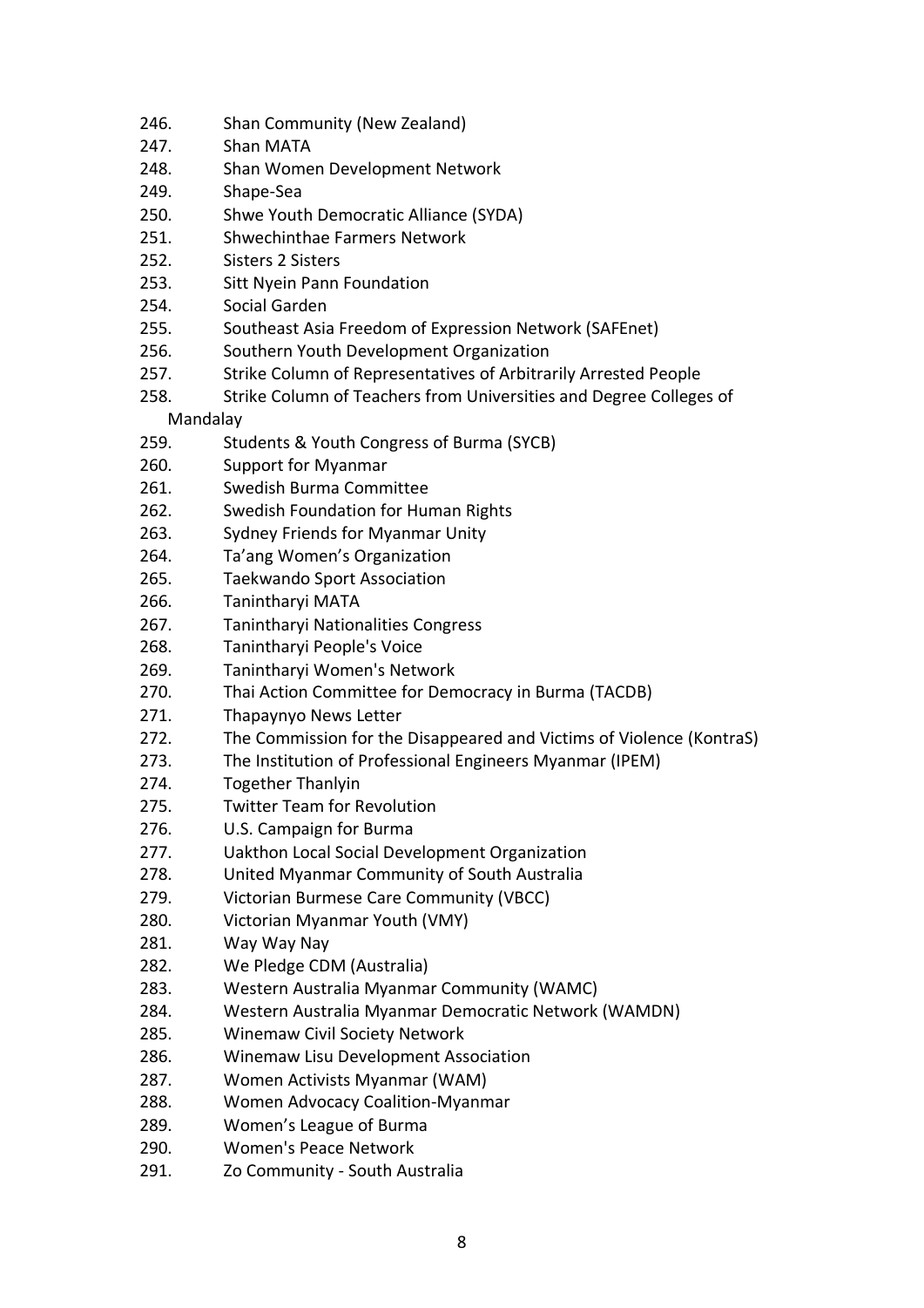246. Shan Community (New Zealand)
247. Shan MATA
248. Shan Women Development Network
249. Shape-Sea
250. Shwe Youth Democratic Alliance (SYDA)
251. Shwechinthae Farmers Network
252. Sisters 2 Sisters
253. Sitt Nyein Pann Foundation
254. Social Garden
255. Southeast Asia Freedom of Expression Network (SAFEnet)
256. Southern Youth Development Organization
257. Strike Column of Representatives of Arbitrarily Arrested People
258. Strike Column of Teachers from Universities and Degree Colleges of Mandalay
259. Students & Youth Congress of Burma (SYCB)
260. Support for Myanmar
261. Swedish Burma Committee
262. Swedish Foundation for Human Rights
263. Sydney Friends for Myanmar Unity
264. Ta'ang Women's Organization
265. Taekwando Sport Association
266. Tanintharyi MATA
267. Tanintharyi Nationalities Congress
268. Tanintharyi People's Voice
269. Tanintharyi Women's Network
270. Thai Action Committee for Democracy in Burma (TACDB)
271. Thapaynyo News Letter
272. The Commission for the Disappeared and Victims of Violence (KontraS)
273. The Institution of Professional Engineers Myanmar (IPEM)
274. Together Thanlyin
275. Twitter Team for Revolution
276. U.S. Campaign for Burma
277. Uakthon Local Social Development Organization
278. United Myanmar Community of South Australia
279. Victorian Burmese Care Community (VBCC)
280. Victorian Myanmar Youth (VMY)
281. Way Way Nay
282. We Pledge CDM (Australia)
283. Western Australia Myanmar Community (WAMC)
284. Western Australia Myanmar Democratic Network (WAMDN)
285. Winemaw Civil Society Network
286. Winemaw Lisu Development Association
287. Women Activists Myanmar (WAM)
288. Women Advocacy Coalition-Myanmar
289. Women's League of Burma
290. Women's Peace Network
291. Zo Community - South Australia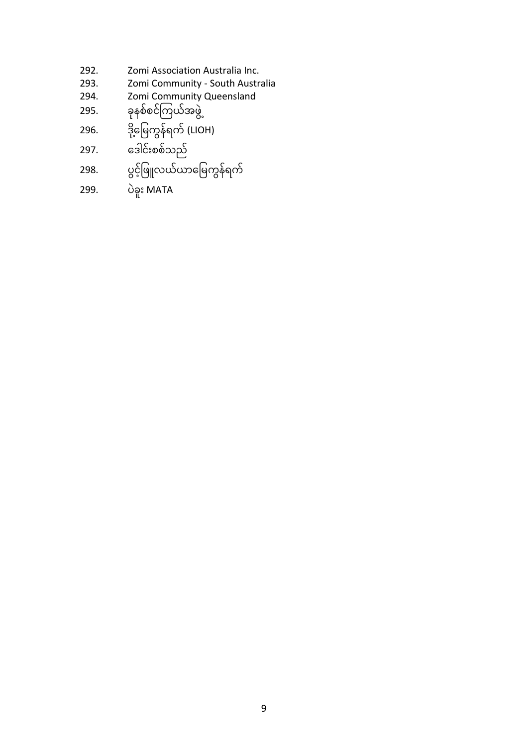292. Zomi Association Australia Inc.
293. Zomi Community - South Australia
294. Zomi Community Queensland
295. ခုနစ်စင်ကြယ်အဖွဲ့
296. ဒို့မြေကွန်ရက် (LIOH)
297. ဒေါင်းစစ်သည်
298. ပွင့်ဖြူလယ်ယာမြေကွန်ရက်
299. ပဲခူး MATA